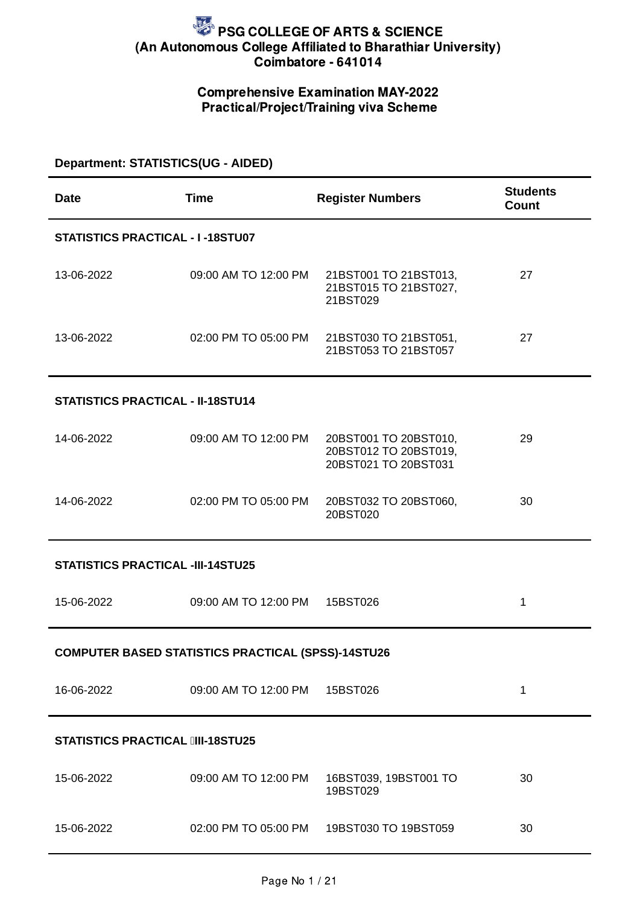# PSG COLLEGE OF ARTS & SCIENCE
**(An Autonomous College Affiliated to Bharathiar University)**
**Coimbatore - 641014**

## Comprehensive Examination MAY-2022
## Practical/Project/Training viva Scheme

**Department: STATISTICS(UG - AIDED)**

| Date | Time | Register Numbers | Students Count |
|---|---|---|---|
| **STATISTICS PRACTICAL - I -18STU07** | | | |
| 13-06-2022 | 09:00 AM TO 12:00 PM | 21BST001 TO 21BST013, 21BST015 TO 21BST027, 21BST029 | 27 |
| 13-06-2022 | 02:00 PM TO 05:00 PM | 21BST030 TO 21BST051, 21BST053 TO 21BST057 | 27 |
| **STATISTICS PRACTICAL - II-18STU14** | | | |
| 14-06-2022 | 09:00 AM TO 12:00 PM | 20BST001 TO 20BST010, 20BST012 TO 20BST019, 20BST021 TO 20BST031 | 29 |
| 14-06-2022 | 02:00 PM TO 05:00 PM | 20BST032 TO 20BST060, 20BST020 | 30 |
| **STATISTICS PRACTICAL -III-14STU25** | | | |
| 15-06-2022 | 09:00 AM TO 12:00 PM | 15BST026 | 1 |
| **COMPUTER BASED STATISTICS PRACTICAL (SPSS)-14STU26** | | | |
| 16-06-2022 | 09:00 AM TO 12:00 PM | 15BST026 | 1 |
| **STATISTICS PRACTICAL III-18STU25** | | | |
| 15-06-2022 | 09:00 AM TO 12:00 PM | 16BST039, 19BST001 TO 19BST029 | 30 |
| 15-06-2022 | 02:00 PM TO 05:00 PM | 19BST030 TO 19BST059 | 30 |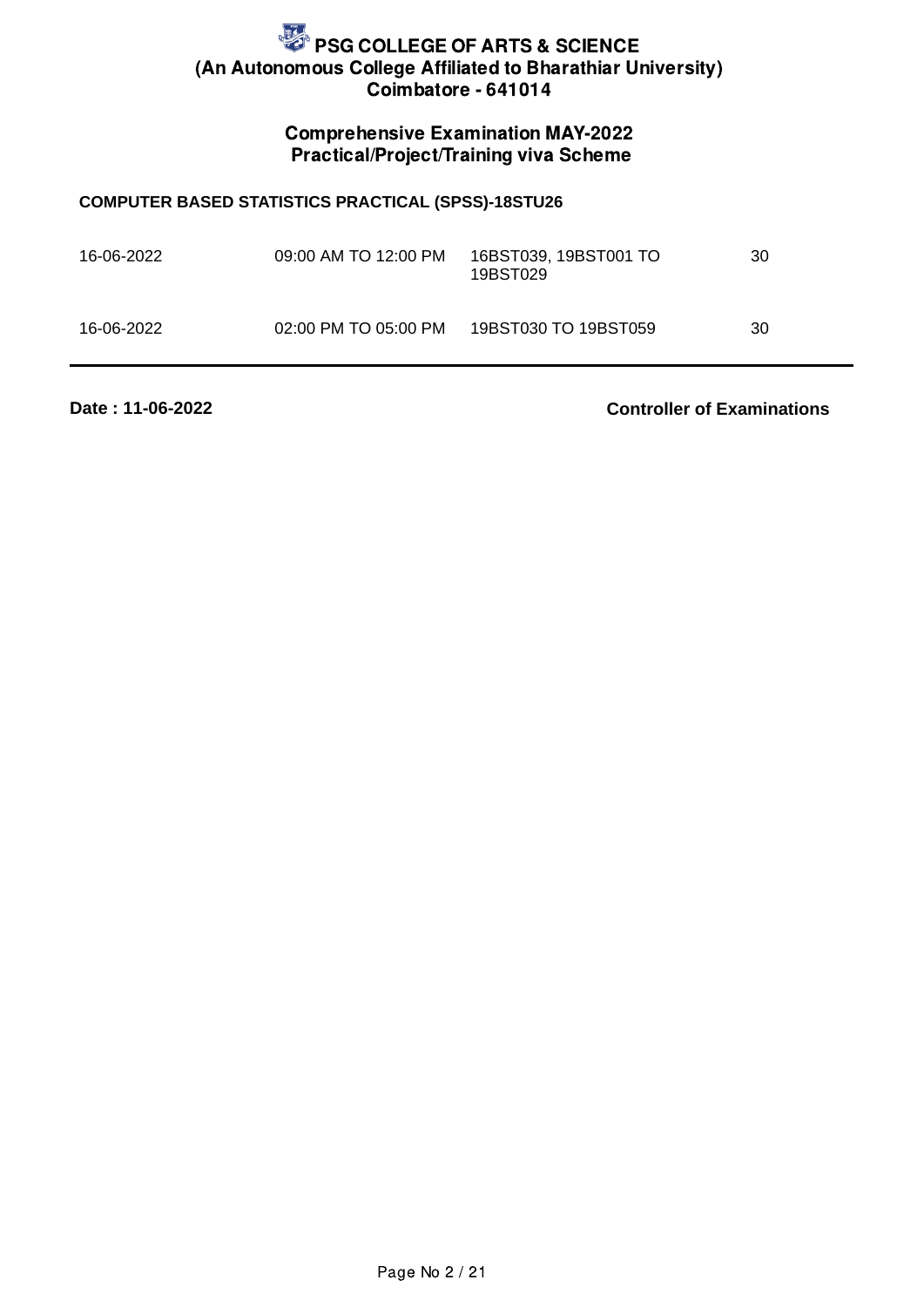# PSG COLLEGE OF ARTS & SCIENCE
## (An Autonomous College Affiliated to Bharathiar University)
## Coimbatore - 641014

### Comprehensive Examination MAY-2022
### Practical/Project/Training viva Scheme

**COMPUTER BASED STATISTICS PRACTICAL (SPSS)-18STU26**

| | | | |
|---|---|---|---|
| 16-06-2022 | 09:00 AM TO 12:00 PM | 16BST039, 19BST001 TO 19BST029 | 30 |
| 16-06-2022 | 02:00 PM TO 05:00 PM | 19BST030 TO 19BST059 | 30 |

**Date : 11-06-2022** **Controller of Examinations**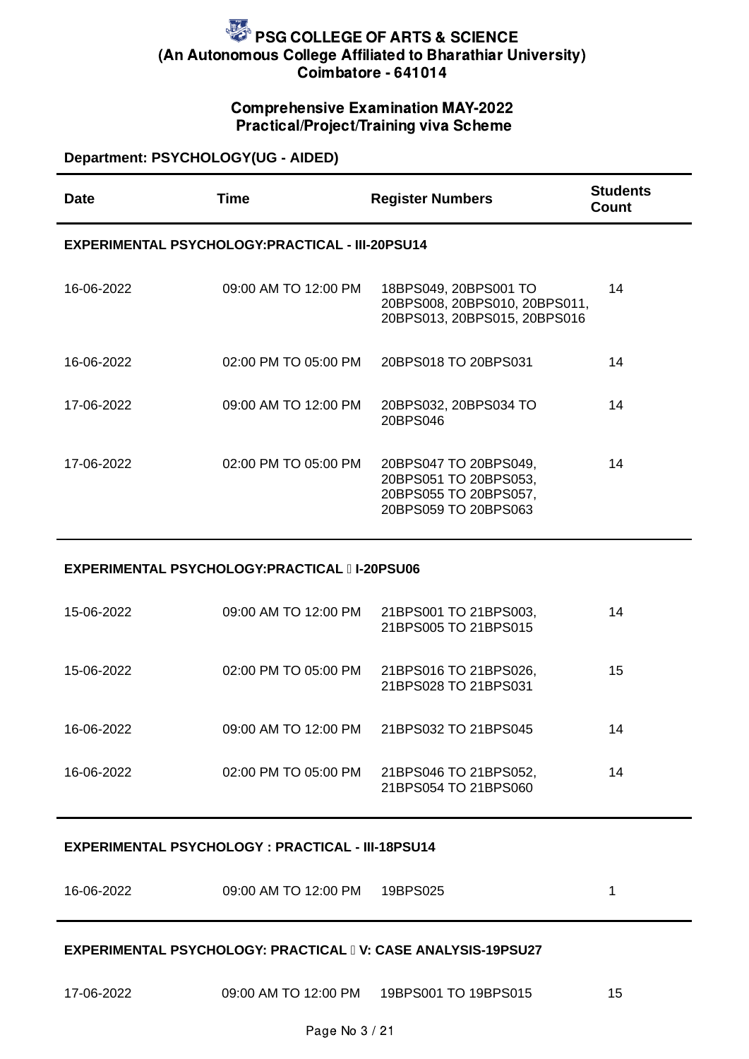# PSG COLLEGE OF ARTS & SCIENCE
**(An Autonomous College Affiliated to Bharathiar University)**
**Coimbatore - 641014**

## Comprehensive Examination MAY-2022
## Practical/Project/Training viva Scheme

**Department: PSYCHOLOGY(UG - AIDED)**

| Date | Time | Register Numbers | Students Count |
|---|---|---|---|
| **EXPERIMENTAL PSYCHOLOGY:PRACTICAL - III-20PSU14** | | | |
| 16-06-2022 | 09:00 AM TO 12:00 PM | 18BPS049, 20BPS001 TO 20BPS008, 20BPS010, 20BPS011, 20BPS013, 20BPS015, 20BPS016 | 14 |
| 16-06-2022 | 02:00 PM TO 05:00 PM | 20BPS018 TO 20BPS031 | 14 |
| 17-06-2022 | 09:00 AM TO 12:00 PM | 20BPS032, 20BPS034 TO 20BPS046 | 14 |
| 17-06-2022 | 02:00 PM TO 05:00 PM | 20BPS047 TO 20BPS049, 20BPS051 TO 20BPS053, 20BPS055 TO 20BPS057, 20BPS059 TO 20BPS063 | 14 |
| **EXPERIMENTAL PSYCHOLOGY:PRACTICAL I-20PSU06** | | | |
| 15-06-2022 | 09:00 AM TO 12:00 PM | 21BPS001 TO 21BPS003, 21BPS005 TO 21BPS015 | 14 |
| 15-06-2022 | 02:00 PM TO 05:00 PM | 21BPS016 TO 21BPS026, 21BPS028 TO 21BPS031 | 15 |
| 16-06-2022 | 09:00 AM TO 12:00 PM | 21BPS032 TO 21BPS045 | 14 |
| 16-06-2022 | 02:00 PM TO 05:00 PM | 21BPS046 TO 21BPS052, 21BPS054 TO 21BPS060 | 14 |
| **EXPERIMENTAL PSYCHOLOGY : PRACTICAL - III-18PSU14** | | | |
| 16-06-2022 | 09:00 AM TO 12:00 PM | 19BPS025 | 1 |
| **EXPERIMENTAL PSYCHOLOGY: PRACTICAL V: CASE ANALYSIS-19PSU27** | | | |
| 17-06-2022 | 09:00 AM TO 12:00 PM | 19BPS001 TO 19BPS015 | 15 |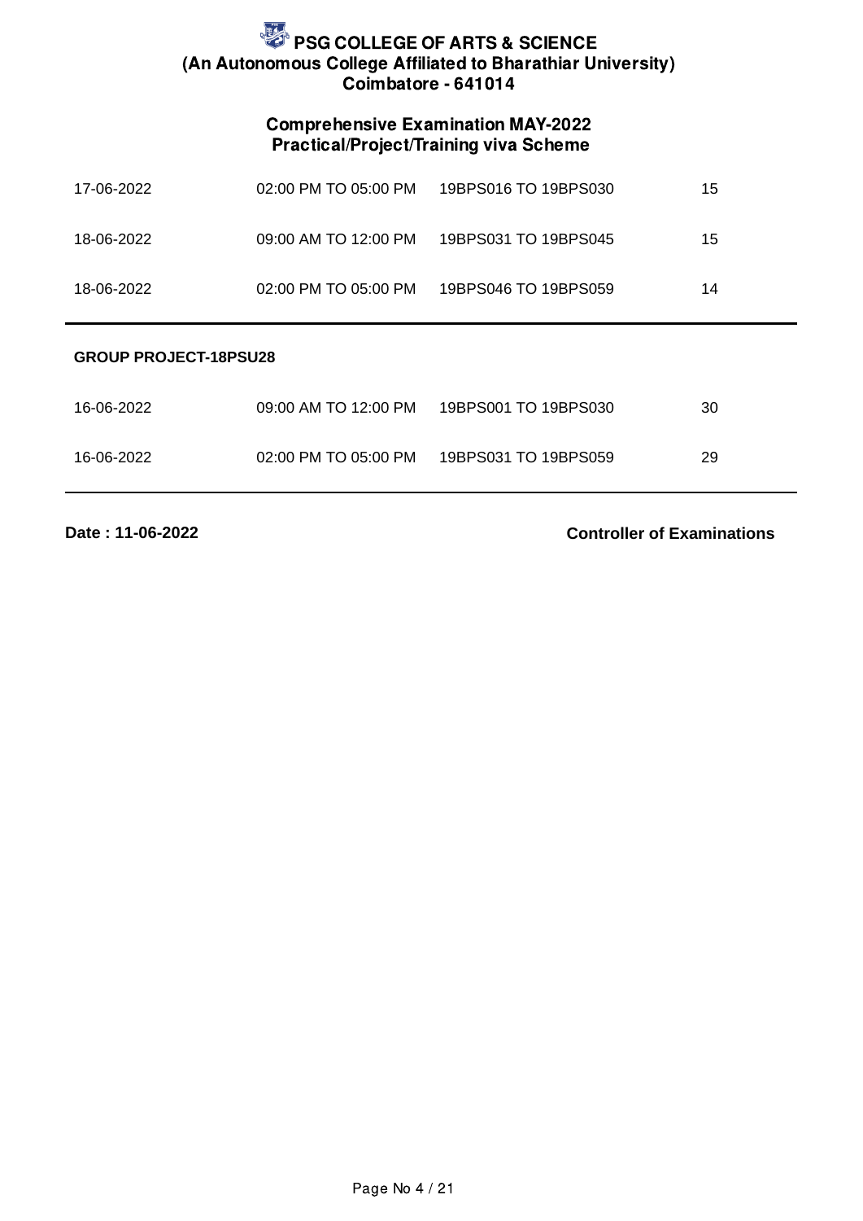# PSG COLLEGE OF ARTS & SCIENCE
## (An Autonomous College Affiliated to Bharathiar University)
## Coimbatore - 641014

### Comprehensive Examination MAY-2022
### Practical/Project/Training viva Scheme

| | | | |
|---|---|---|---|
| 17-06-2022 | 02:00 PM TO 05:00 PM | 19BPS016 TO 19BPS030 | 15 |
| 18-06-2022 | 09:00 AM TO 12:00 PM | 19BPS031 TO 19BPS045 | 15 |
| 18-06-2022 | 02:00 PM TO 05:00 PM | 19BPS046 TO 19BPS059 | 14 |

**GROUP PROJECT-18PSU28**

| | | | |
|---|---|---|---|
| 16-06-2022 | 09:00 AM TO 12:00 PM | 19BPS001 TO 19BPS030 | 30 |
| 16-06-2022 | 02:00 PM TO 05:00 PM | 19BPS031 TO 19BPS059 | 29 |

**Date : 11-06-2022** **Controller of Examinations**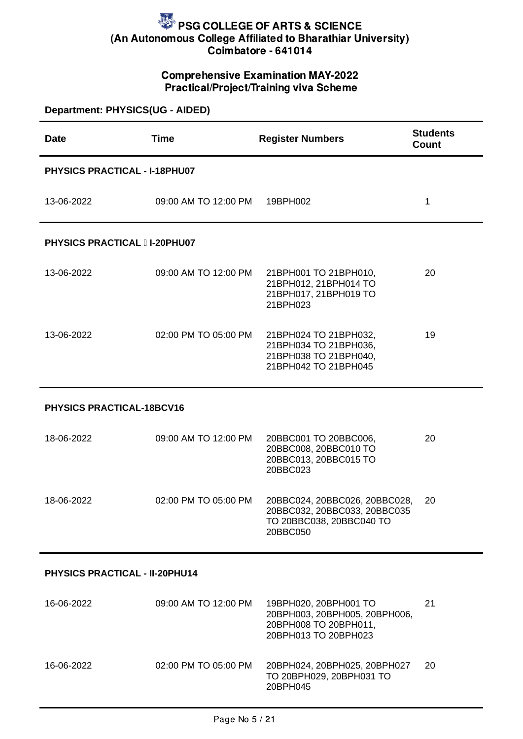# PSG COLLEGE OF ARTS & SCIENCE

**(An Autonomous College Affiliated to Bharathiar University)**

**Coimbatore - 641014**

## Comprehensive Examination MAY-2022

## Practical/Project/Training viva Scheme

**Department: PHYSICS(UG - AIDED)**

| Date | Time | Register Numbers | Students Count |
|---|---|---|---|
| **PHYSICS PRACTICAL - I-18PHU07** | | | |
| 13-06-2022 | 09:00 AM TO 12:00 PM | 19BPH002 | 1 |
| **PHYSICS PRACTICAL  I-20PHU07** | | | |
| 13-06-2022 | 09:00 AM TO 12:00 PM | 21BPH001 TO 21BPH010, 21BPH012, 21BPH014 TO 21BPH017, 21BPH019 TO 21BPH023 | 20 |
| 13-06-2022 | 02:00 PM TO 05:00 PM | 21BPH024 TO 21BPH032, 21BPH034 TO 21BPH036, 21BPH038 TO 21BPH040, 21BPH042 TO 21BPH045 | 19 |
| **PHYSICS PRACTICAL-18BCV16** | | | |
| 18-06-2022 | 09:00 AM TO 12:00 PM | 20BBC001 TO 20BBC006, 20BBC008, 20BBC010 TO 20BBC013, 20BBC015 TO 20BBC023 | 20 |
| 18-06-2022 | 02:00 PM TO 05:00 PM | 20BBC024, 20BBC026, 20BBC028, 20BBC032, 20BBC033, 20BBC035 TO 20BBC038, 20BBC040 TO 20BBC050 | 20 |
| **PHYSICS PRACTICAL - II-20PHU14** | | | |
| 16-06-2022 | 09:00 AM TO 12:00 PM | 19BPH020, 20BPH001 TO 20BPH003, 20BPH005, 20BPH006, 20BPH008 TO 20BPH011, 20BPH013 TO 20BPH023 | 21 |
| 16-06-2022 | 02:00 PM TO 05:00 PM | 20BPH024, 20BPH025, 20BPH027 TO 20BPH029, 20BPH031 TO 20BPH045 | 20 |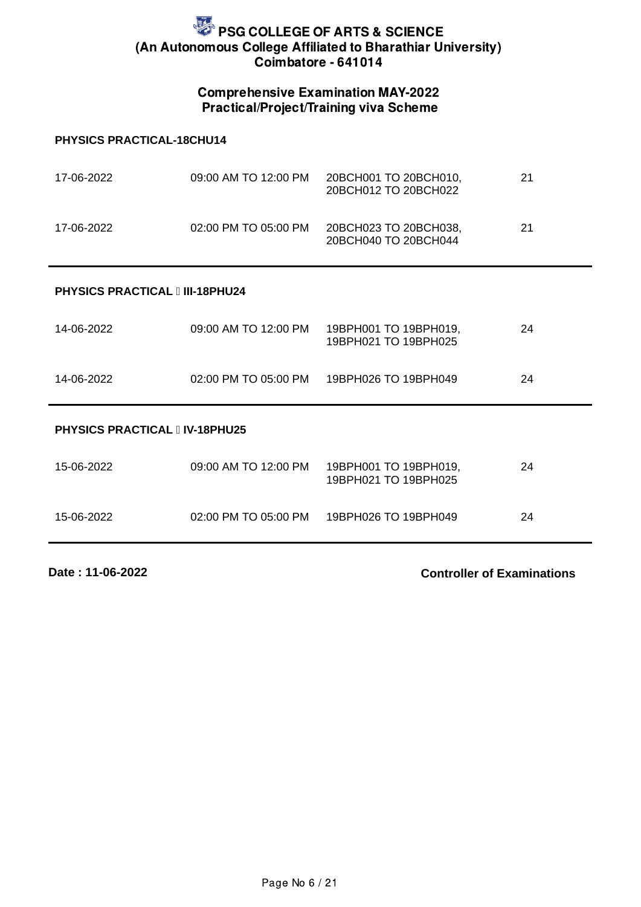# PSG COLLEGE OF ARTS & SCIENCE
**(An Autonomous College Affiliated to Bharathiar University)**
**Coimbatore - 641014**

## Comprehensive Examination MAY-2022
## Practical/Project/Training viva Scheme

### PHYSICS PRACTICAL-18CHU14

| | | | |
|---|---|---|---|
| 17-06-2022 | 09:00 AM TO 12:00 PM | 20BCH001 TO 20BCH010, 20BCH012 TO 20BCH022 | 21 |
| 17-06-2022 | 02:00 PM TO 05:00 PM | 20BCH023 TO 20BCH038, 20BCH040 TO 20BCH044 | 21 |

### PHYSICS PRACTICAL  III-18PHU24

| | | | |
|---|---|---|---|
| 14-06-2022 | 09:00 AM TO 12:00 PM | 19BPH001 TO 19BPH019, 19BPH021 TO 19BPH025 | 24 |
| 14-06-2022 | 02:00 PM TO 05:00 PM | 19BPH026 TO 19BPH049 | 24 |

### PHYSICS PRACTICAL  IV-18PHU25

| | | | |
|---|---|---|---|
| 15-06-2022 | 09:00 AM TO 12:00 PM | 19BPH001 TO 19BPH019, 19BPH021 TO 19BPH025 | 24 |
| 15-06-2022 | 02:00 PM TO 05:00 PM | 19BPH026 TO 19BPH049 | 24 |

**Date : 11-06-2022**

**Controller of Examinations**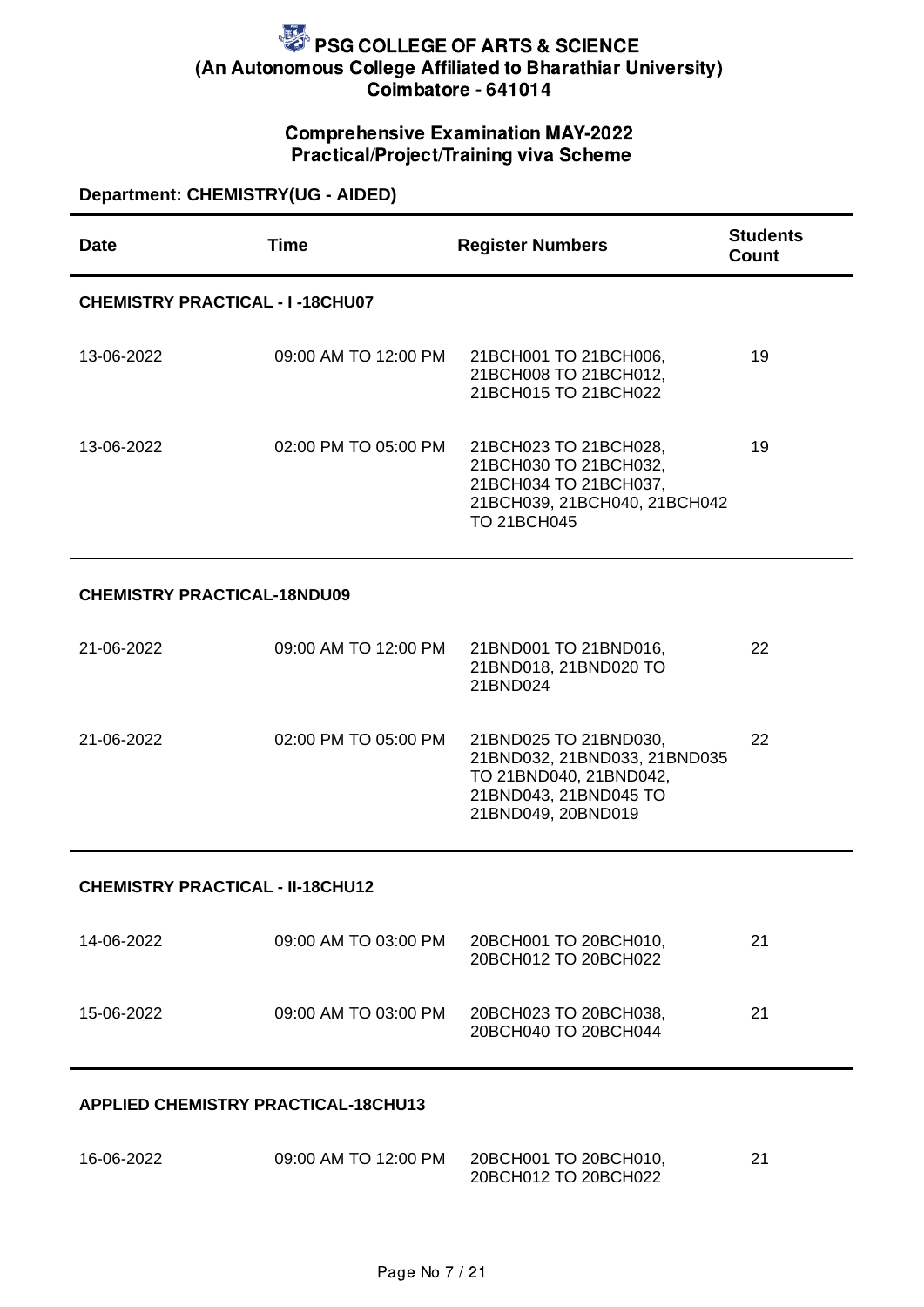# PSG COLLEGE OF ARTS & SCIENCE
## (An Autonomous College Affiliated to Bharathiar University)
## Coimbatore - 641014

### Comprehensive Examination MAY-2022
### Practical/Project/Training viva Scheme

**Department: CHEMISTRY(UG - AIDED)**

| Date | Time | Register Numbers | Students Count |
|---|---|---|---|
| **CHEMISTRY PRACTICAL - I -18CHU07** | | | |
| 13-06-2022 | 09:00 AM TO 12:00 PM | 21BCH001 TO 21BCH006, 21BCH008 TO 21BCH012, 21BCH015 TO 21BCH022 | 19 |
| 13-06-2022 | 02:00 PM TO 05:00 PM | 21BCH023 TO 21BCH028, 21BCH030 TO 21BCH032, 21BCH034 TO 21BCH037, 21BCH039, 21BCH040, 21BCH042 TO 21BCH045 | 19 |
| **CHEMISTRY PRACTICAL-18NDU09** | | | |
| 21-06-2022 | 09:00 AM TO 12:00 PM | 21BND001 TO 21BND016, 21BND018, 21BND020 TO 21BND024 | 22 |
| 21-06-2022 | 02:00 PM TO 05:00 PM | 21BND025 TO 21BND030, 21BND032, 21BND033, 21BND035 TO 21BND040, 21BND042, 21BND043, 21BND045 TO 21BND049, 20BND019 | 22 |
| **CHEMISTRY PRACTICAL - II-18CHU12** | | | |
| 14-06-2022 | 09:00 AM TO 03:00 PM | 20BCH001 TO 20BCH010, 20BCH012 TO 20BCH022 | 21 |
| 15-06-2022 | 09:00 AM TO 03:00 PM | 20BCH023 TO 20BCH038, 20BCH040 TO 20BCH044 | 21 |
| **APPLIED CHEMISTRY PRACTICAL-18CHU13** | | | |
| 16-06-2022 | 09:00 AM TO 12:00 PM | 20BCH001 TO 20BCH010, 20BCH012 TO 20BCH022 | 21 |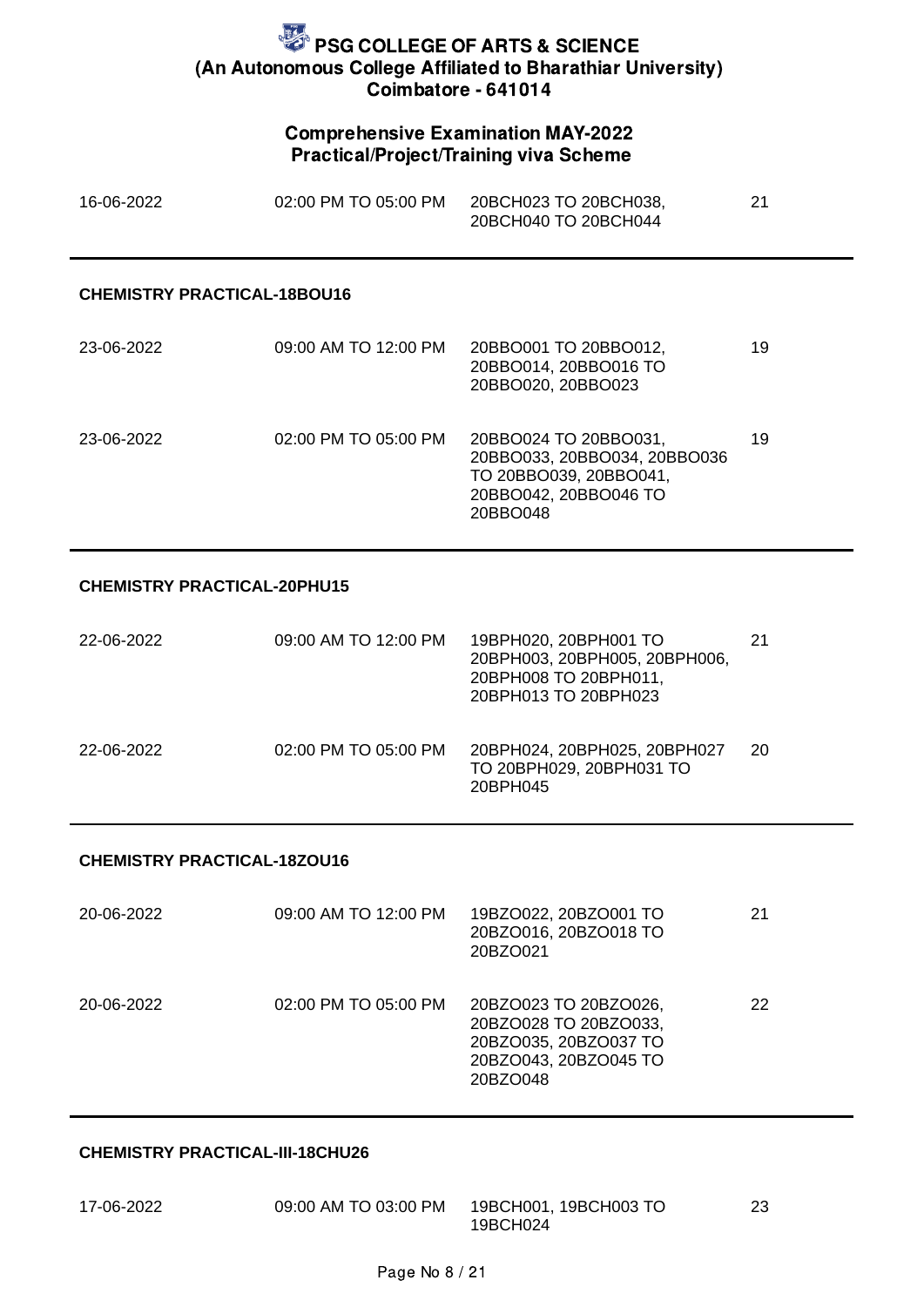# PSG COLLEGE OF ARTS & SCIENCE
**(An Autonomous College Affiliated to Bharathiar University)**
**Coimbatore - 641014**

## Comprehensive Examination MAY-2022
## Practical/Project/Training viva Scheme

| | | | |
|---|---|---|---|
| 16-06-2022 | 02:00 PM TO 05:00 PM | 20BCH023 TO 20BCH038, 20BCH040 TO 20BCH044 | 21 |

**CHEMISTRY PRACTICAL-18BOU16**

| | | | |
|---|---|---|---|
| 23-06-2022 | 09:00 AM TO 12:00 PM | 20BBO001 TO 20BBO012, 20BBO014, 20BBO016 TO 20BBO020, 20BBO023 | 19 |
| 23-06-2022 | 02:00 PM TO 05:00 PM | 20BBO024 TO 20BBO031, 20BBO033, 20BBO034, 20BBO036 TO 20BBO039, 20BBO041, 20BBO042, 20BBO046 TO 20BBO048 | 19 |

**CHEMISTRY PRACTICAL-20PHU15**

| | | | |
|---|---|---|---|
| 22-06-2022 | 09:00 AM TO 12:00 PM | 19BPH020, 20BPH001 TO 20BPH003, 20BPH005, 20BPH006, 20BPH008 TO 20BPH011, 20BPH013 TO 20BPH023 | 21 |
| 22-06-2022 | 02:00 PM TO 05:00 PM | 20BPH024, 20BPH025, 20BPH027 TO 20BPH029, 20BPH031 TO 20BPH045 | 20 |

**CHEMISTRY PRACTICAL-18ZOU16**

| | | | |
|---|---|---|---|
| 20-06-2022 | 09:00 AM TO 12:00 PM | 19BZO022, 20BZO001 TO 20BZO016, 20BZO018 TO 20BZO021 | 21 |
| 20-06-2022 | 02:00 PM TO 05:00 PM | 20BZO023 TO 20BZO026, 20BZO028 TO 20BZO033, 20BZO035, 20BZO037 TO 20BZO043, 20BZO045 TO 20BZO048 | 22 |

**CHEMISTRY PRACTICAL-III-18CHU26**

| | | | |
|---|---|---|---|
| 17-06-2022 | 09:00 AM TO 03:00 PM | 19BCH001, 19BCH003 TO 19BCH024 | 23 |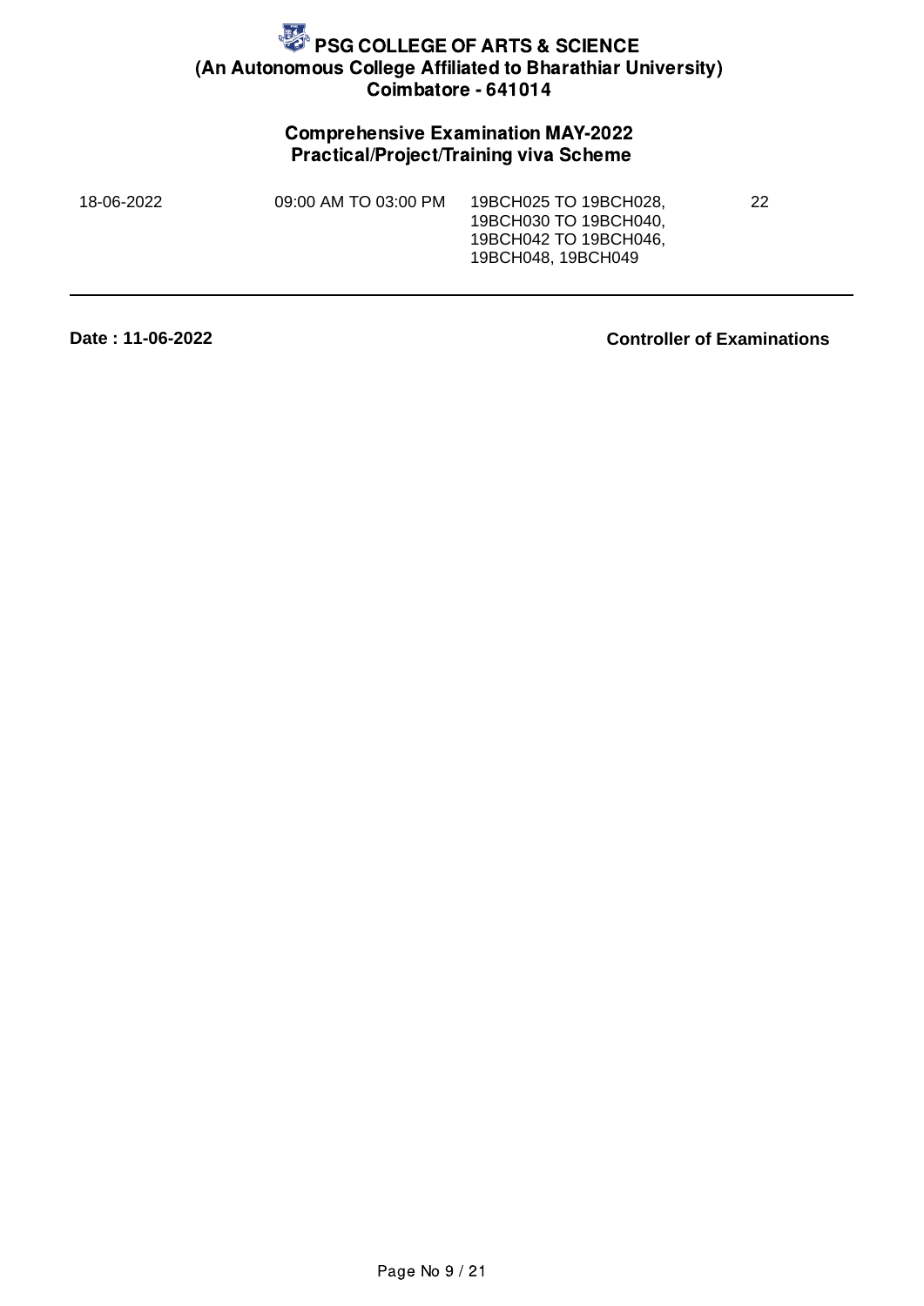# PSG COLLEGE OF ARTS & SCIENCE
**(An Autonomous College Affiliated to Bharathiar University)**
**Coimbatore - 641014**

## Comprehensive Examination MAY-2022
### Practical/Project/Training viva Scheme

| | | | |
|---|---|---|---|
| 18-06-2022 | 09:00 AM TO 03:00 PM | 19BCH025 TO 19BCH028, 19BCH030 TO 19BCH040, 19BCH042 TO 19BCH046, 19BCH048, 19BCH049 | 22 |

---

**Date : 11-06-2022**

**Controller of Examinations**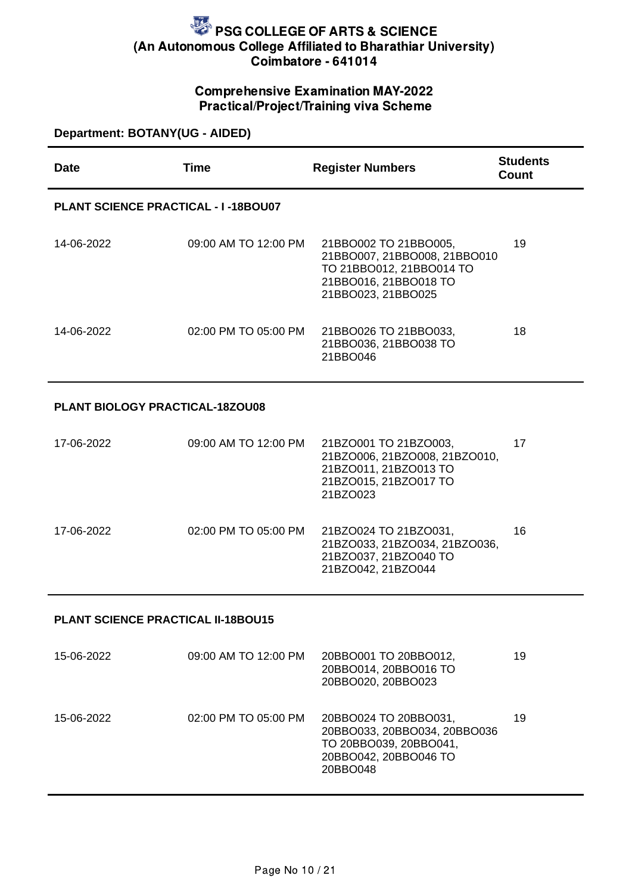# PSG COLLEGE OF ARTS & SCIENCE
**(An Autonomous College Affiliated to Bharathiar University)**
**Coimbatore - 641014**

## Comprehensive Examination MAY-2022
## Practical/Project/Training viva Scheme

**Department: BOTANY(UG - AIDED)**

| Date | Time | Register Numbers | Students Count |
|---|---|---|---|
| **PLANT SCIENCE PRACTICAL - I -18BOU07** | | | |
| 14-06-2022 | 09:00 AM TO 12:00 PM | 21BBO002 TO 21BBO005, 21BBO007, 21BBO008, 21BBO010 TO 21BBO012, 21BBO014 TO 21BBO016, 21BBO018 TO 21BBO023, 21BBO025 | 19 |
| 14-06-2022 | 02:00 PM TO 05:00 PM | 21BBO026 TO 21BBO033, 21BBO036, 21BBO038 TO 21BBO046 | 18 |
| **PLANT BIOLOGY PRACTICAL-18ZOU08** | | | |
| 17-06-2022 | 09:00 AM TO 12:00 PM | 21BZO001 TO 21BZO003, 21BZO006, 21BZO008, 21BZO010, 21BZO011, 21BZO013 TO 21BZO015, 21BZO017 TO 21BZO023 | 17 |
| 17-06-2022 | 02:00 PM TO 05:00 PM | 21BZO024 TO 21BZO031, 21BZO033, 21BZO034, 21BZO036, 21BZO037, 21BZO040 TO 21BZO042, 21BZO044 | 16 |
| **PLANT SCIENCE PRACTICAL II-18BOU15** | | | |
| 15-06-2022 | 09:00 AM TO 12:00 PM | 20BBO001 TO 20BBO012, 20BBO014, 20BBO016 TO 20BBO020, 20BBO023 | 19 |
| 15-06-2022 | 02:00 PM TO 05:00 PM | 20BBO024 TO 20BBO031, 20BBO033, 20BBO034, 20BBO036 TO 20BBO039, 20BBO041, 20BBO042, 20BBO046 TO 20BBO048 | 19 |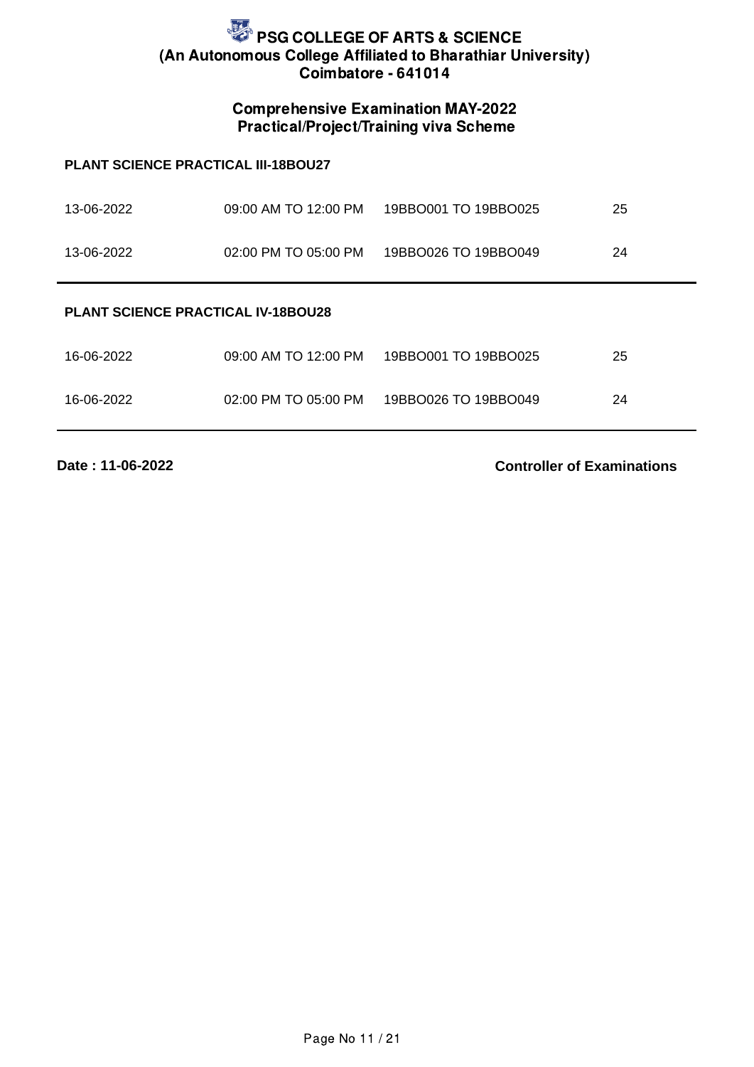# PSG COLLEGE OF ARTS & SCIENCE
**(An Autonomous College Affiliated to Bharathiar University)**
**Coimbatore - 641014**

## Comprehensive Examination MAY-2022
## Practical/Project/Training viva Scheme

### PLANT SCIENCE PRACTICAL III-18BOU27

| | | | |
|---|---|---|---|
| 13-06-2022 | 09:00 AM TO 12:00 PM | 19BBO001 TO 19BBO025 | 25 |
| 13-06-2022 | 02:00 PM TO 05:00 PM | 19BBO026 TO 19BBO049 | 24 |

### PLANT SCIENCE PRACTICAL IV-18BOU28

| | | | |
|---|---|---|---|
| 16-06-2022 | 09:00 AM TO 12:00 PM | 19BBO001 TO 19BBO025 | 25 |
| 16-06-2022 | 02:00 PM TO 05:00 PM | 19BBO026 TO 19BBO049 | 24 |

**Date : 11-06-2022**

**Controller of Examinations**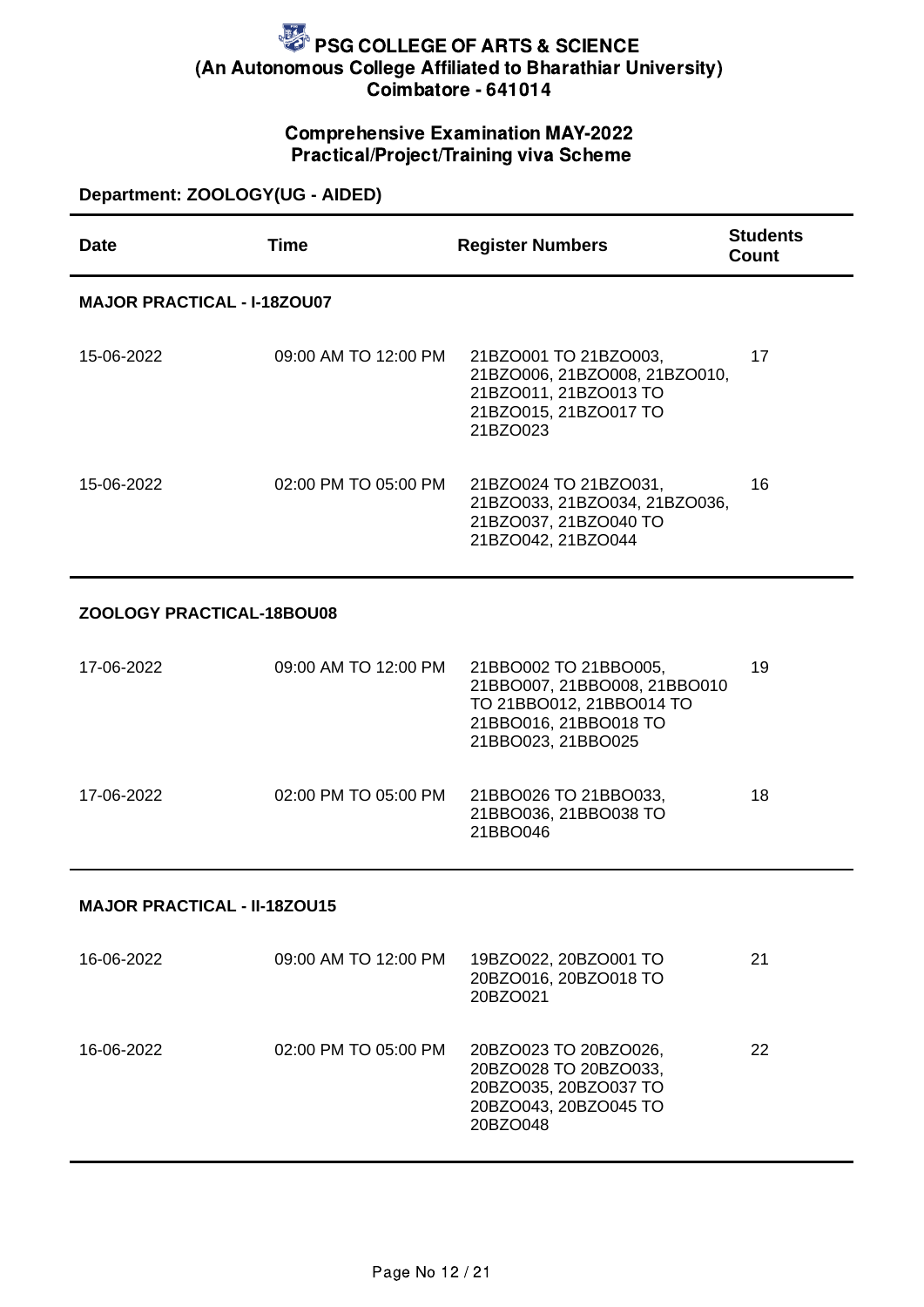# PSG COLLEGE OF ARTS & SCIENCE
## (An Autonomous College Affiliated to Bharathiar University)
## Coimbatore - 641014

### Comprehensive Examination MAY-2022
### Practical/Project/Training viva Scheme

**Department: ZOOLOGY(UG - AIDED)**

| Date | Time | Register Numbers | Students Count |
|---|---|---|---|
| **MAJOR PRACTICAL - I-18ZOU07** | | | |
| 15-06-2022 | 09:00 AM TO 12:00 PM | 21BZO001 TO 21BZO003, 21BZO006, 21BZO008, 21BZO010, 21BZO011, 21BZO013 TO 21BZO015, 21BZO017 TO 21BZO023 | 17 |
| 15-06-2022 | 02:00 PM TO 05:00 PM | 21BZO024 TO 21BZO031, 21BZO033, 21BZO034, 21BZO036, 21BZO037, 21BZO040 TO 21BZO042, 21BZO044 | 16 |
| **ZOOLOGY PRACTICAL-18BOU08** | | | |
| 17-06-2022 | 09:00 AM TO 12:00 PM | 21BBO002 TO 21BBO005, 21BBO007, 21BBO008, 21BBO010 TO 21BBO012, 21BBO014 TO 21BBO016, 21BBO018 TO 21BBO023, 21BBO025 | 19 |
| 17-06-2022 | 02:00 PM TO 05:00 PM | 21BBO026 TO 21BBO033, 21BBO036, 21BBO038 TO 21BBO046 | 18 |
| **MAJOR PRACTICAL - II-18ZOU15** | | | |
| 16-06-2022 | 09:00 AM TO 12:00 PM | 19BZO022, 20BZO001 TO 20BZO016, 20BZO018 TO 20BZO021 | 21 |
| 16-06-2022 | 02:00 PM TO 05:00 PM | 20BZO023 TO 20BZO026, 20BZO028 TO 20BZO033, 20BZO035, 20BZO037 TO 20BZO043, 20BZO045 TO 20BZO048 | 22 |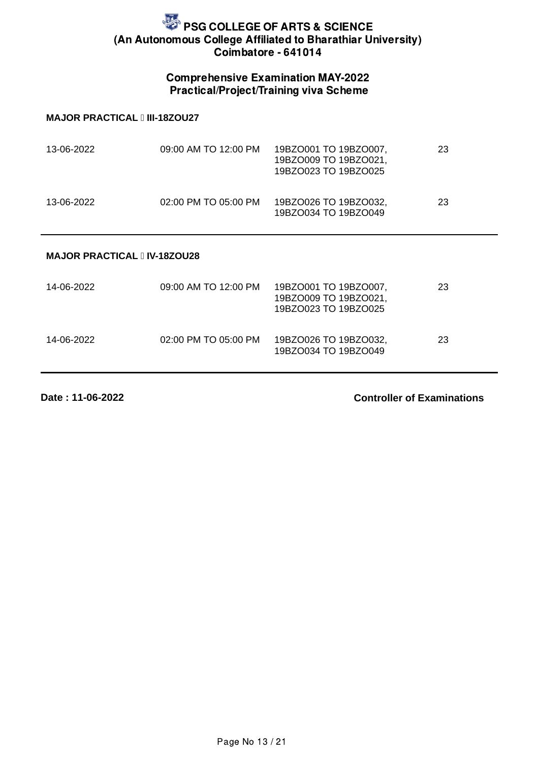# PSG COLLEGE OF ARTS & SCIENCE
**(An Autonomous College Affiliated to Bharathiar University)**
**Coimbatore - 641014**

## Comprehensive Examination MAY-2022
## Practical/Project/Training viva Scheme

**MAJOR PRACTICAL  III-18ZOU27**

| | | | |
|---|---|---|---|
| 13-06-2022 | 09:00 AM TO 12:00 PM | 19BZO001 TO 19BZO007, 19BZO009 TO 19BZO021, 19BZO023 TO 19BZO025 | 23 |
| 13-06-2022 | 02:00 PM TO 05:00 PM | 19BZO026 TO 19BZO032, 19BZO034 TO 19BZO049 | 23 |

**MAJOR PRACTICAL  IV-18ZOU28**

| | | | |
|---|---|---|---|
| 14-06-2022 | 09:00 AM TO 12:00 PM | 19BZO001 TO 19BZO007, 19BZO009 TO 19BZO021, 19BZO023 TO 19BZO025 | 23 |
| 14-06-2022 | 02:00 PM TO 05:00 PM | 19BZO026 TO 19BZO032, 19BZO034 TO 19BZO049 | 23 |

**Date : 11-06-2022** **Controller of Examinations**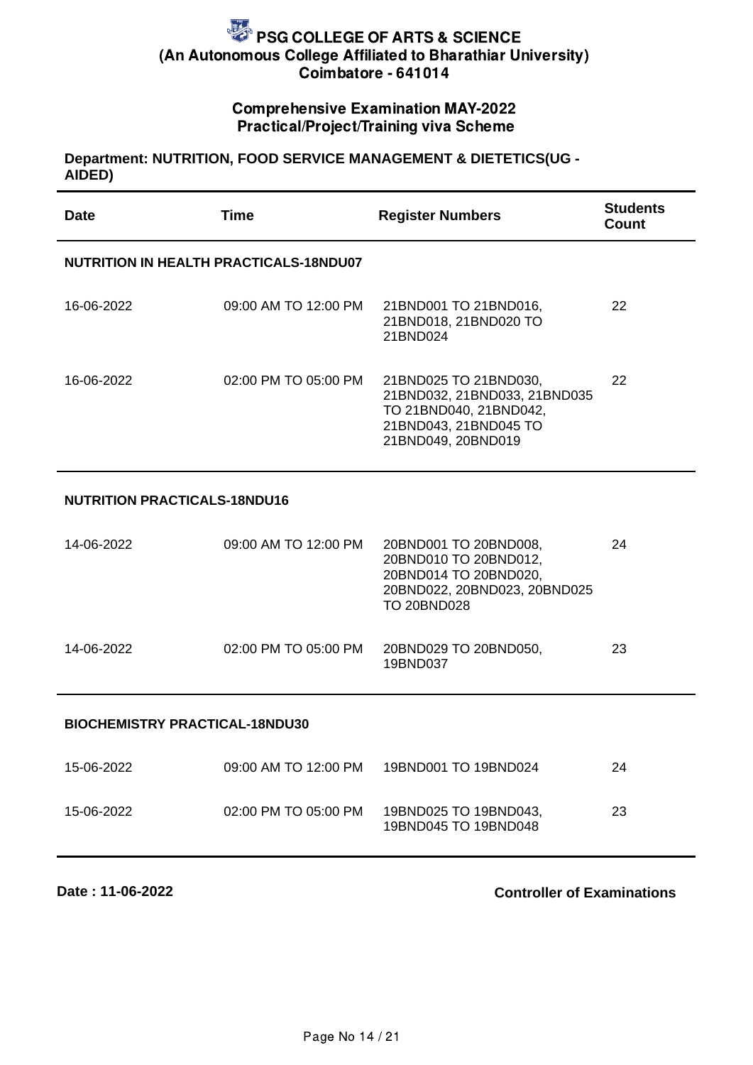# PSG COLLEGE OF ARTS & SCIENCE
## (An Autonomous College Affiliated to Bharathiar University)
## Coimbatore - 641014

### Comprehensive Examination MAY-2022
### Practical/Project/Training viva Scheme

**Department: NUTRITION, FOOD SERVICE MANAGEMENT & DIETETICS(UG - AIDED)**

| Date | Time | Register Numbers | Students Count |
|---|---|---|---|
| **NUTRITION IN HEALTH PRACTICALS-18NDU07** | | | |
| 16-06-2022 | 09:00 AM TO 12:00 PM | 21BND001 TO 21BND016, 21BND018, 21BND020 TO 21BND024 | 22 |
| 16-06-2022 | 02:00 PM TO 05:00 PM | 21BND025 TO 21BND030, 21BND032, 21BND033, 21BND035 TO 21BND040, 21BND042, 21BND043, 21BND045 TO 21BND049, 20BND019 | 22 |
| **NUTRITION PRACTICALS-18NDU16** | | | |
| 14-06-2022 | 09:00 AM TO 12:00 PM | 20BND001 TO 20BND008, 20BND010 TO 20BND012, 20BND014 TO 20BND020, 20BND022, 20BND023, 20BND025 TO 20BND028 | 24 |
| 14-06-2022 | 02:00 PM TO 05:00 PM | 20BND029 TO 20BND050, 19BND037 | 23 |
| **BIOCHEMISTRY PRACTICAL-18NDU30** | | | |
| 15-06-2022 | 09:00 AM TO 12:00 PM | 19BND001 TO 19BND024 | 24 |
| 15-06-2022 | 02:00 PM TO 05:00 PM | 19BND025 TO 19BND043, 19BND045 TO 19BND048 | 23 |

**Date : 11-06-2022**

**Controller of Examinations**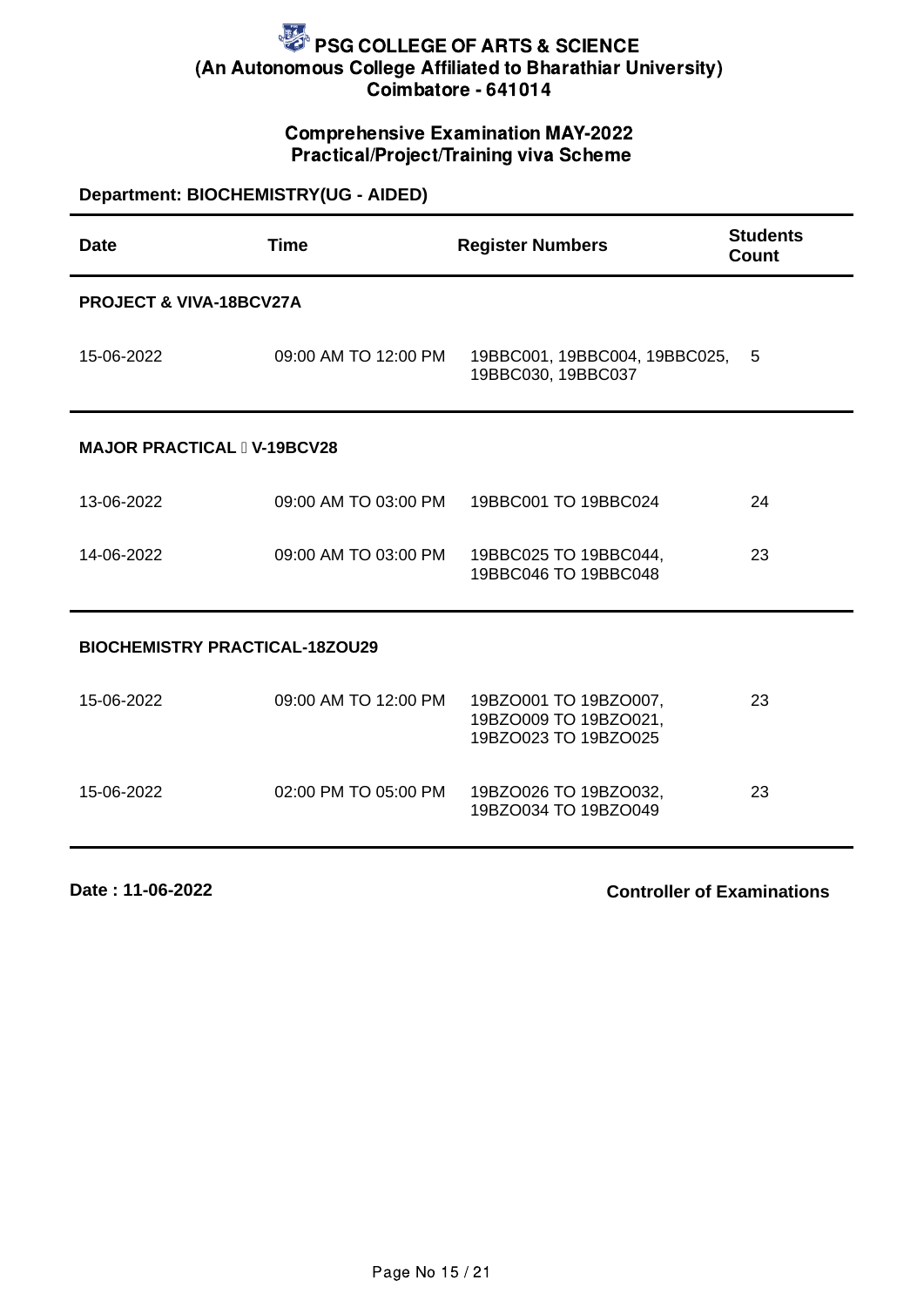# PSG COLLEGE OF ARTS & SCIENCE
## (An Autonomous College Affiliated to Bharathiar University)
## Coimbatore - 641014

### Comprehensive Examination MAY-2022
### Practical/Project/Training viva Scheme

**Department: BIOCHEMISTRY(UG - AIDED)**

| Date | Time | Register Numbers | Students Count |
|---|---|---|---|
| **PROJECT & VIVA-18BCV27A** | | | |
| 15-06-2022 | 09:00 AM TO 12:00 PM | 19BBC001, 19BBC004, 19BBC025, 19BBC030, 19BBC037 | 5 |
| **MAJOR PRACTICAL  V-19BCV28** | | | |
| 13-06-2022 | 09:00 AM TO 03:00 PM | 19BBC001 TO 19BBC024 | 24 |
| 14-06-2022 | 09:00 AM TO 03:00 PM | 19BBC025 TO 19BBC044, 19BBC046 TO 19BBC048 | 23 |
| **BIOCHEMISTRY PRACTICAL-18ZOU29** | | | |
| 15-06-2022 | 09:00 AM TO 12:00 PM | 19BZO001 TO 19BZO007, 19BZO009 TO 19BZO021, 19BZO023 TO 19BZO025 | 23 |
| 15-06-2022 | 02:00 PM TO 05:00 PM | 19BZO026 TO 19BZO032, 19BZO034 TO 19BZO049 | 23 |

**Date : 11-06-2022**

**Controller of Examinations**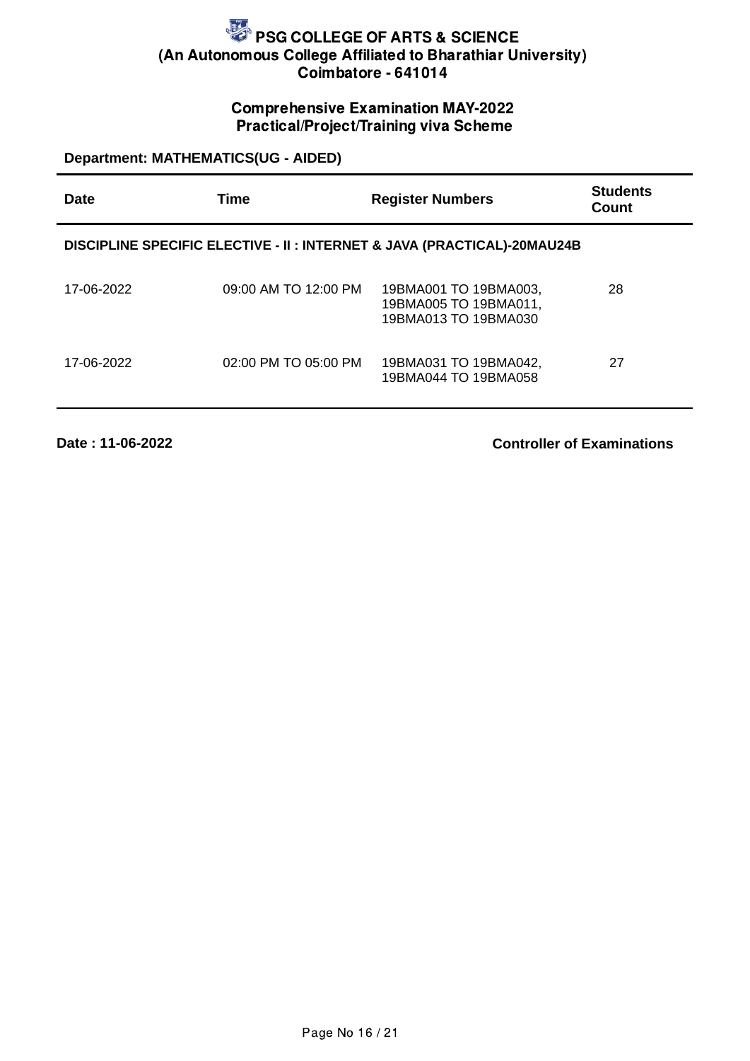# PSG COLLEGE OF ARTS & SCIENCE

**(An Autonomous College Affiliated to Bharathiar University)**

**Coimbatore - 641014**

## Comprehensive Examination MAY-2022
## Practical/Project/Training viva Scheme

**Department: MATHEMATICS(UG - AIDED)**

| Date | Time | Register Numbers | Students Count |
|---|---|---|---|
| **DISCIPLINE SPECIFIC ELECTIVE - II : INTERNET & JAVA (PRACTICAL)-20MAU24B** | | | |
| 17-06-2022 | 09:00 AM TO 12:00 PM | 19BMA001 TO 19BMA003, 19BMA005 TO 19BMA011, 19BMA013 TO 19BMA030 | 28 |
| 17-06-2022 | 02:00 PM TO 05:00 PM | 19BMA031 TO 19BMA042, 19BMA044 TO 19BMA058 | 27 |

**Date : 11-06-2022**

**Controller of Examinations**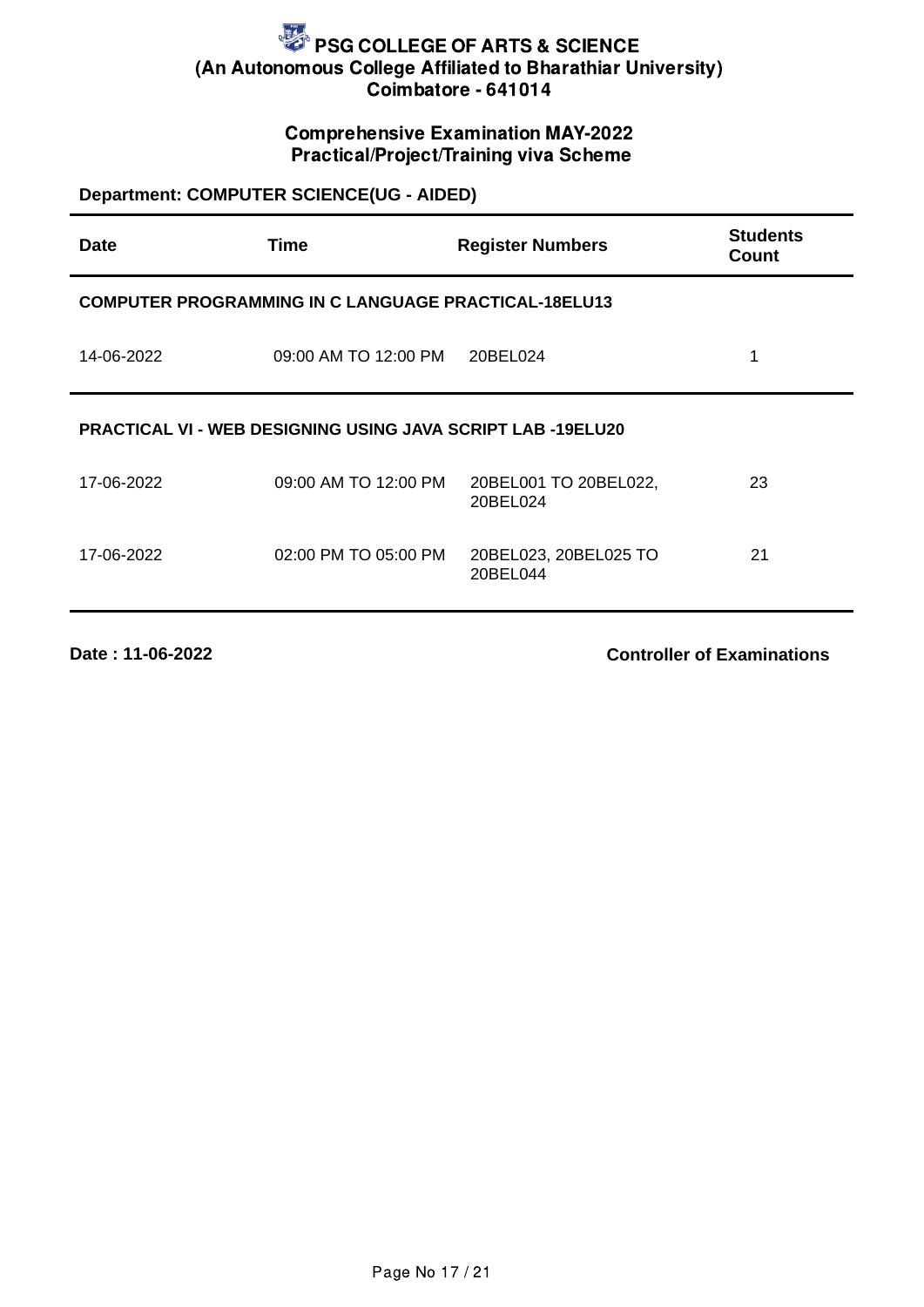# PSG COLLEGE OF ARTS & SCIENCE
## (An Autonomous College Affiliated to Bharathiar University)
## Coimbatore - 641014

### Comprehensive Examination MAY-2022
### Practical/Project/Training viva Scheme

**Department: COMPUTER SCIENCE(UG - AIDED)**

| Date | Time | Register Numbers | Students Count |
|---|---|---|---|
| **COMPUTER PROGRAMMING IN C LANGUAGE PRACTICAL-18ELU13** | | | |
| 14-06-2022 | 09:00 AM TO 12:00 PM | 20BEL024 | 1 |
| **PRACTICAL VI - WEB DESIGNING USING JAVA SCRIPT LAB -19ELU20** | | | |
| 17-06-2022 | 09:00 AM TO 12:00 PM | 20BEL001 TO 20BEL022, 20BEL024 | 23 |
| 17-06-2022 | 02:00 PM TO 05:00 PM | 20BEL023, 20BEL025 TO 20BEL044 | 21 |

**Date : 11-06-2022**

**Controller of Examinations**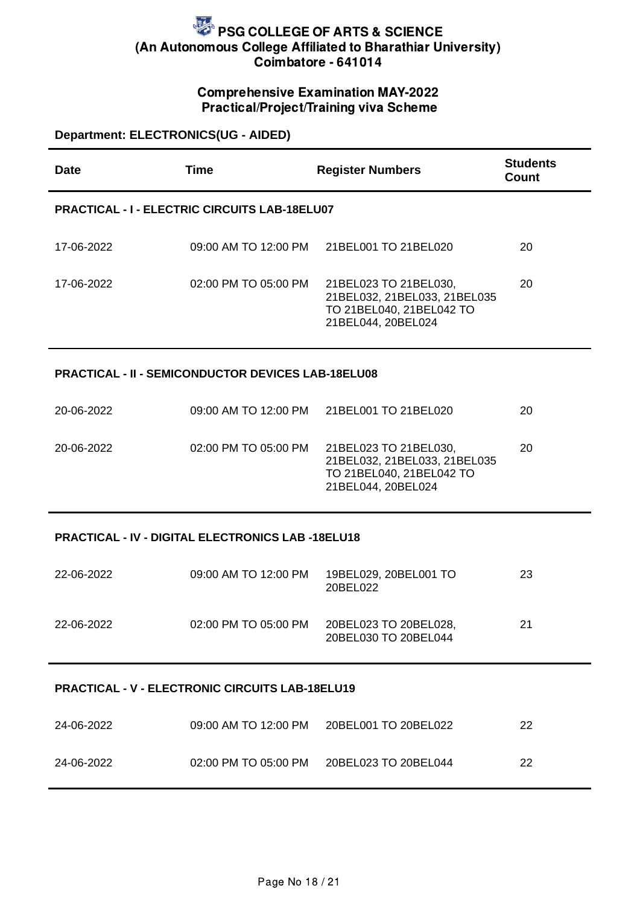# PSG COLLEGE OF ARTS & SCIENCE

**(An Autonomous College Affiliated to Bharathiar University)**

**Coimbatore - 641014**

## Comprehensive Examination MAY-2022

## Practical/Project/Training viva Scheme

**Department: ELECTRONICS(UG - AIDED)**

| Date | Time | Register Numbers | Students Count |
|---|---|---|---|
| **PRACTICAL - I - ELECTRIC CIRCUITS LAB-18ELU07** | | | |
| 17-06-2022 | 09:00 AM TO 12:00 PM | 21BEL001 TO 21BEL020 | 20 |
| 17-06-2022 | 02:00 PM TO 05:00 PM | 21BEL023 TO 21BEL030, 21BEL032, 21BEL033, 21BEL035 TO 21BEL040, 21BEL042 TO 21BEL044, 20BEL024 | 20 |
| **PRACTICAL - II - SEMICONDUCTOR DEVICES LAB-18ELU08** | | | |
| 20-06-2022 | 09:00 AM TO 12:00 PM | 21BEL001 TO 21BEL020 | 20 |
| 20-06-2022 | 02:00 PM TO 05:00 PM | 21BEL023 TO 21BEL030, 21BEL032, 21BEL033, 21BEL035 TO 21BEL040, 21BEL042 TO 21BEL044, 20BEL024 | 20 |
| **PRACTICAL - IV - DIGITAL ELECTRONICS LAB -18ELU18** | | | |
| 22-06-2022 | 09:00 AM TO 12:00 PM | 19BEL029, 20BEL001 TO 20BEL022 | 23 |
| 22-06-2022 | 02:00 PM TO 05:00 PM | 20BEL023 TO 20BEL028, 20BEL030 TO 20BEL044 | 21 |
| **PRACTICAL - V - ELECTRONIC CIRCUITS LAB-18ELU19** | | | |
| 24-06-2022 | 09:00 AM TO 12:00 PM | 20BEL001 TO 20BEL022 | 22 |
| 24-06-2022 | 02:00 PM TO 05:00 PM | 20BEL023 TO 20BEL044 | 22 |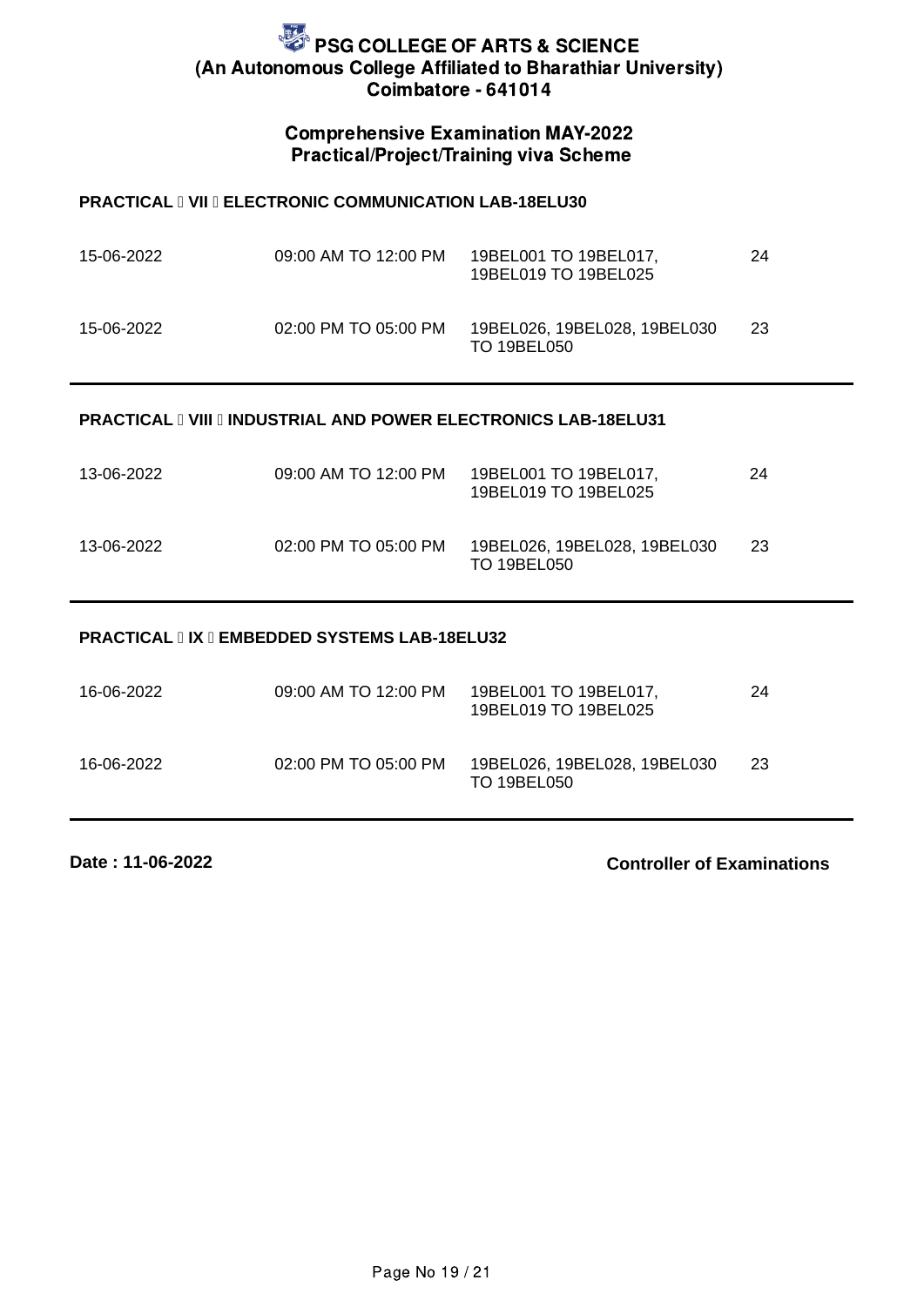# PSG COLLEGE OF ARTS & SCIENCE
## (An Autonomous College Affiliated to Bharathiar University)
## Coimbatore - 641014

### Comprehensive Examination MAY-2022
### Practical/Project/Training viva Scheme

**PRACTICAL – VII – ELECTRONIC COMMUNICATION LAB-18ELU30**

| | | | |
|---|---|---|---|
| 15-06-2022 | 09:00 AM TO 12:00 PM | 19BEL001 TO 19BEL017, 19BEL019 TO 19BEL025 | 24 |
| 15-06-2022 | 02:00 PM TO 05:00 PM | 19BEL026, 19BEL028, 19BEL030 TO 19BEL050 | 23 |

**PRACTICAL – VIII – INDUSTRIAL AND POWER ELECTRONICS LAB-18ELU31**

| | | | |
|---|---|---|---|
| 13-06-2022 | 09:00 AM TO 12:00 PM | 19BEL001 TO 19BEL017, 19BEL019 TO 19BEL025 | 24 |
| 13-06-2022 | 02:00 PM TO 05:00 PM | 19BEL026, 19BEL028, 19BEL030 TO 19BEL050 | 23 |

**PRACTICAL – IX – EMBEDDED SYSTEMS LAB-18ELU32**

| | | | |
|---|---|---|---|
| 16-06-2022 | 09:00 AM TO 12:00 PM | 19BEL001 TO 19BEL017, 19BEL019 TO 19BEL025 | 24 |
| 16-06-2022 | 02:00 PM TO 05:00 PM | 19BEL026, 19BEL028, 19BEL030 TO 19BEL050 | 23 |

**Date : 11-06-2022**

**Controller of Examinations**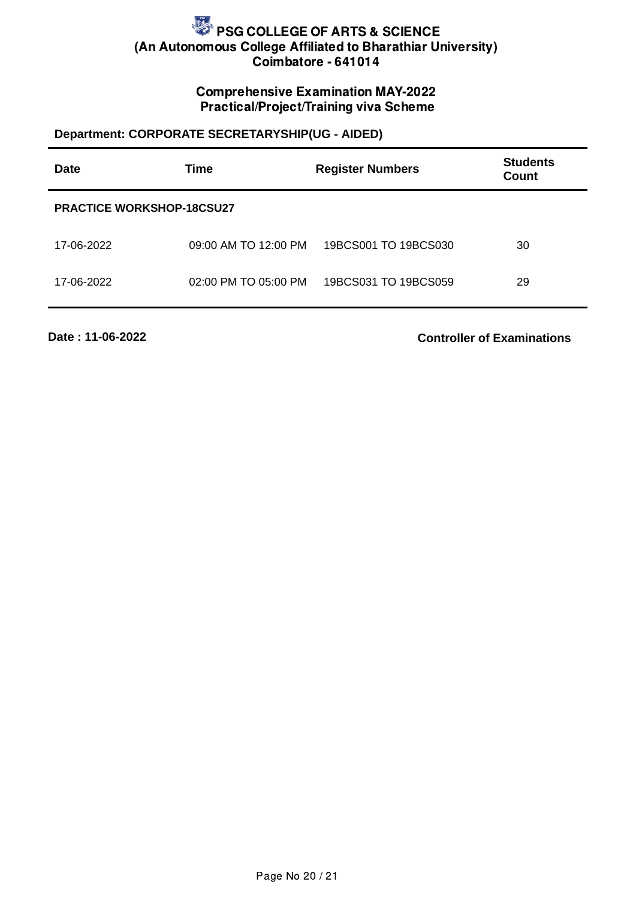# PSG COLLEGE OF ARTS & SCIENCE
## (An Autonomous College Affiliated to Bharathiar University)
## Coimbatore - 641014

### Comprehensive Examination MAY-2022
### Practical/Project/Training viva Scheme

**Department: CORPORATE SECRETARYSHIP(UG - AIDED)**

| Date | Time | Register Numbers | Students Count |
|---|---|---|---|
| **PRACTICE WORKSHOP-18CSU27** | | | |
| 17-06-2022 | 09:00 AM TO 12:00 PM | 19BCS001 TO 19BCS030 | 30 |
| 17-06-2022 | 02:00 PM TO 05:00 PM | 19BCS031 TO 19BCS059 | 29 |

**Date : 11-06-2022**

**Controller of Examinations**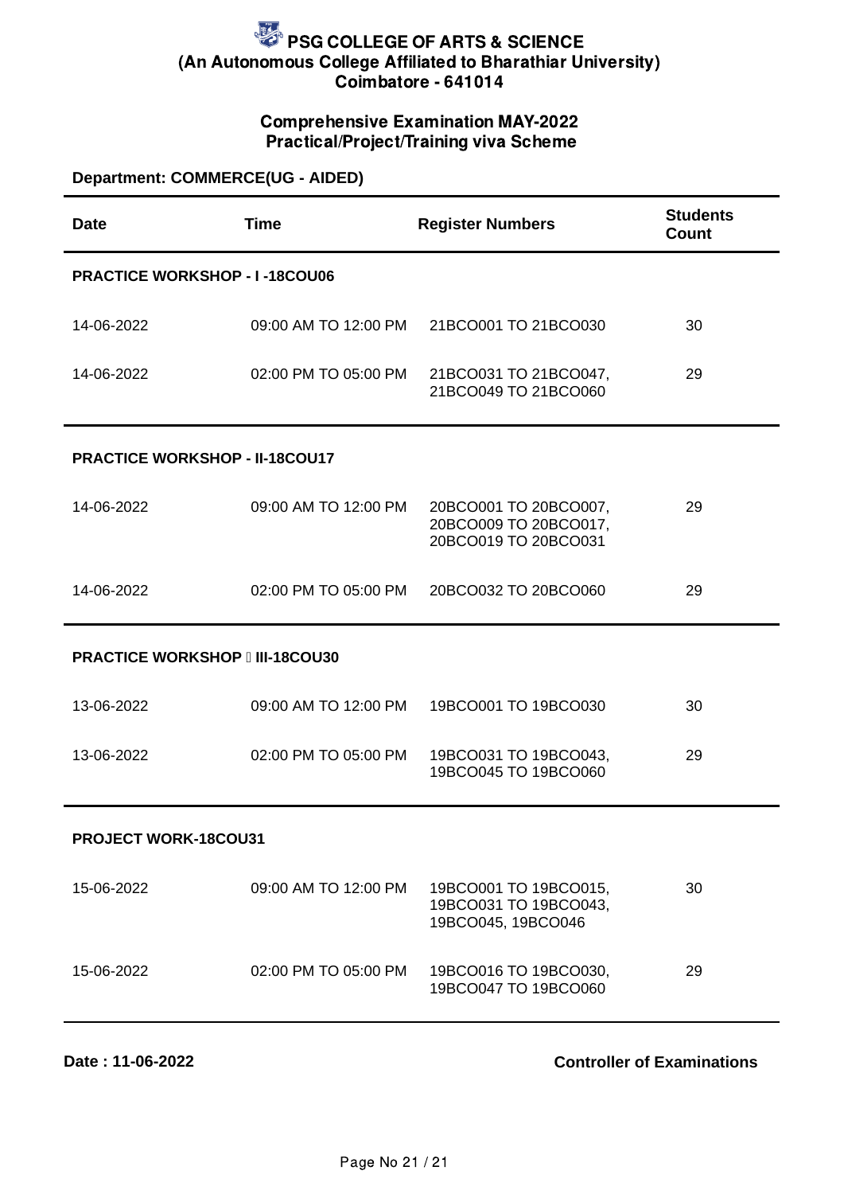# PSG COLLEGE OF ARTS & SCIENCE
## (An Autonomous College Affiliated to Bharathiar University)
## Coimbatore - 641014

### Comprehensive Examination MAY-2022
### Practical/Project/Training viva Scheme

**Department: COMMERCE(UG - AIDED)**

| Date | Time | Register Numbers | Students Count |
|---|---|---|---|
| **PRACTICE WORKSHOP - I -18COU06** | | | |
| 14-06-2022 | 09:00 AM TO 12:00 PM | 21BCO001 TO 21BCO030 | 30 |
| 14-06-2022 | 02:00 PM TO 05:00 PM | 21BCO031 TO 21BCO047, 21BCO049 TO 21BCO060 | 29 |
| **PRACTICE WORKSHOP - II-18COU17** | | | |
| 14-06-2022 | 09:00 AM TO 12:00 PM | 20BCO001 TO 20BCO007, 20BCO009 TO 20BCO017, 20BCO019 TO 20BCO031 | 29 |
| 14-06-2022 | 02:00 PM TO 05:00 PM | 20BCO032 TO 20BCO060 | 29 |
| **PRACTICE WORKSHOP  III-18COU30** | | | |
| 13-06-2022 | 09:00 AM TO 12:00 PM | 19BCO001 TO 19BCO030 | 30 |
| 13-06-2022 | 02:00 PM TO 05:00 PM | 19BCO031 TO 19BCO043, 19BCO045 TO 19BCO060 | 29 |
| **PROJECT WORK-18COU31** | | | |
| 15-06-2022 | 09:00 AM TO 12:00 PM | 19BCO001 TO 19BCO015, 19BCO031 TO 19BCO043, 19BCO045, 19BCO046 | 30 |
| 15-06-2022 | 02:00 PM TO 05:00 PM | 19BCO016 TO 19BCO030, 19BCO047 TO 19BCO060 | 29 |

**Date : 11-06-2022**

**Controller of Examinations**